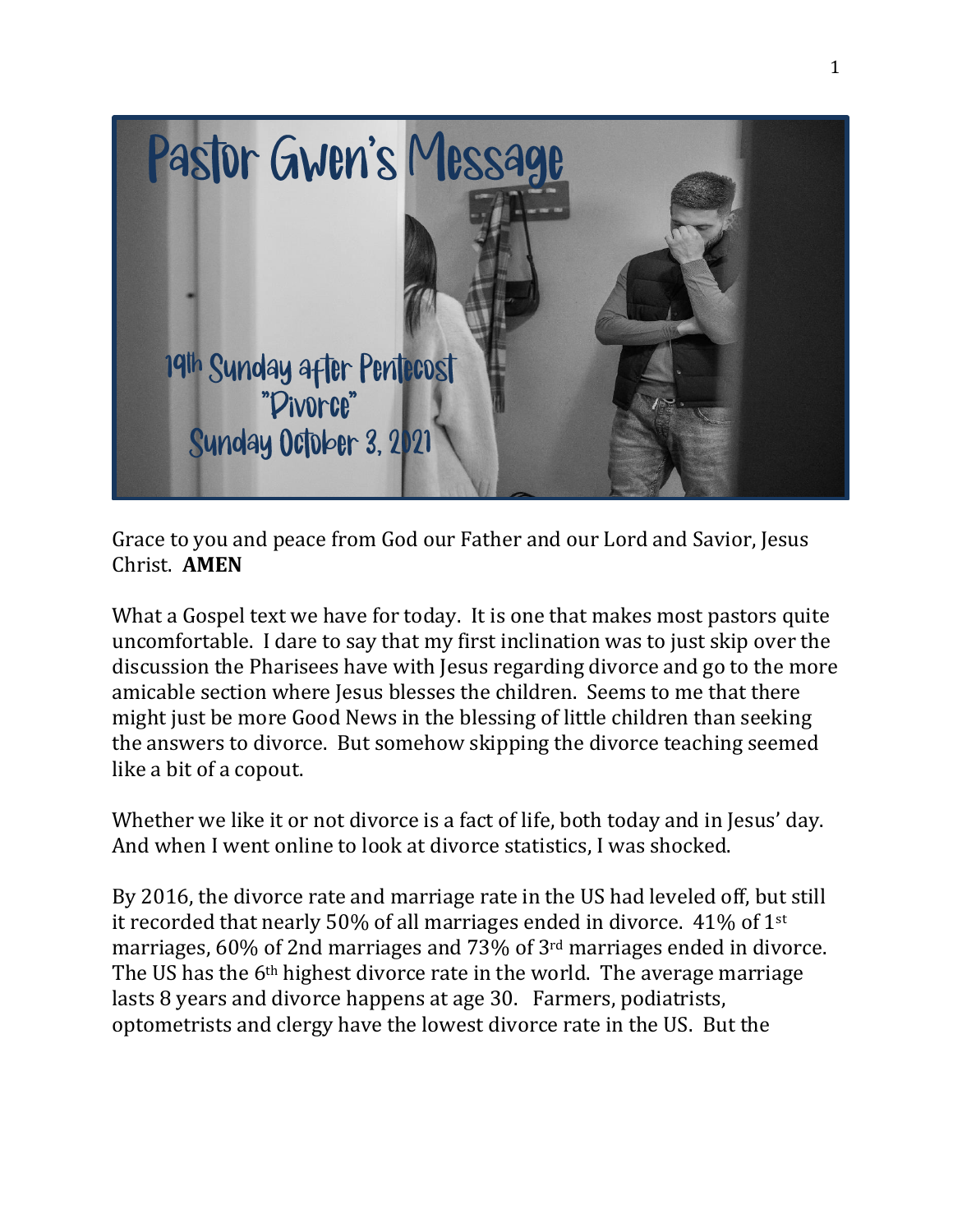# Pastor Gwen's Message

19th Sunday after Pentecost
"Divorce"
Sunday October 3, 2021

Grace to you and peace from God our Father and our Lord and Savior, Jesus Christ. **AMEN**

What a Gospel text we have for today. It is one that makes most pastors quite uncomfortable. I dare to say that my first inclination was to just skip over the discussion the Pharisees have with Jesus regarding divorce and go to the more amicable section where Jesus blesses the children. Seems to me that there might just be more Good News in the blessing of little children than seeking the answers to divorce. But somehow skipping the divorce teaching seemed like a bit of a copout.

Whether we like it or not divorce is a fact of life, both today and in Jesus' day. And when I went online to look at divorce statistics, I was shocked.

By 2016, the divorce rate and marriage rate in the US had leveled off, but still it recorded that nearly 50% of all marriages ended in divorce. 41% of 1st marriages, 60% of 2nd marriages and 73% of 3rd marriages ended in divorce. The US has the 6th highest divorce rate in the world. The average marriage lasts 8 years and divorce happens at age 30. Farmers, podiatrists, optometrists and clergy have the lowest divorce rate in the US. But the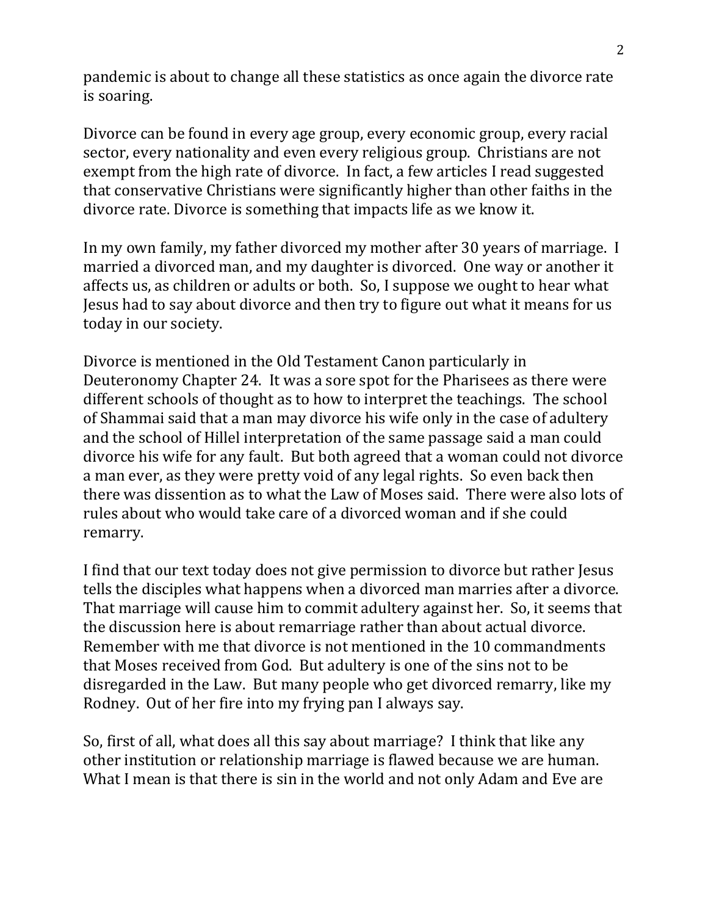pandemic is about to change all these statistics as once again the divorce rate is soaring.

Divorce can be found in every age group, every economic group, every racial sector, every nationality and even every religious group. Christians are not exempt from the high rate of divorce. In fact, a few articles I read suggested that conservative Christians were significantly higher than other faiths in the divorce rate. Divorce is something that impacts life as we know it.

In my own family, my father divorced my mother after 30 years of marriage. I married a divorced man, and my daughter is divorced. One way or another it affects us, as children or adults or both. So, I suppose we ought to hear what Jesus had to say about divorce and then try to figure out what it means for us today in our society.

Divorce is mentioned in the Old Testament Canon particularly in Deuteronomy Chapter 24. It was a sore spot for the Pharisees as there were different schools of thought as to how to interpret the teachings. The school of Shammai said that a man may divorce his wife only in the case of adultery and the school of Hillel interpretation of the same passage said a man could divorce his wife for any fault. But both agreed that a woman could not divorce a man ever, as they were pretty void of any legal rights. So even back then there was dissention as to what the Law of Moses said. There were also lots of rules about who would take care of a divorced woman and if she could remarry.

I find that our text today does not give permission to divorce but rather Jesus tells the disciples what happens when a divorced man marries after a divorce. That marriage will cause him to commit adultery against her. So, it seems that the discussion here is about remarriage rather than about actual divorce. Remember with me that divorce is not mentioned in the 10 commandments that Moses received from God. But adultery is one of the sins not to be disregarded in the Law. But many people who get divorced remarry, like my Rodney. Out of her fire into my frying pan I always say.

So, first of all, what does all this say about marriage? I think that like any other institution or relationship marriage is flawed because we are human. What I mean is that there is sin in the world and not only Adam and Eve are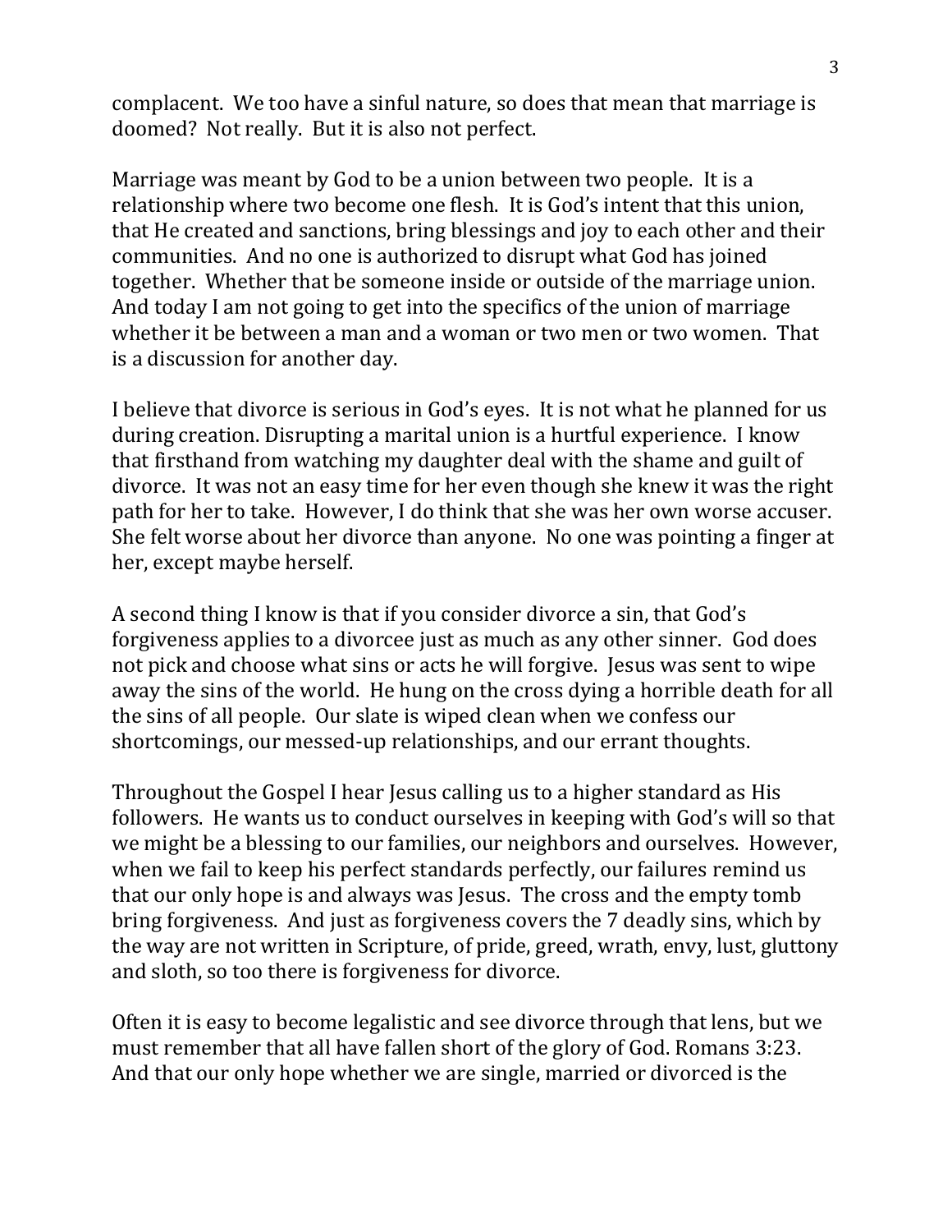complacent. We too have a sinful nature, so does that mean that marriage is doomed? Not really. But it is also not perfect.

Marriage was meant by God to be a union between two people. It is a relationship where two become one flesh. It is God's intent that this union, that He created and sanctions, bring blessings and joy to each other and their communities. And no one is authorized to disrupt what God has joined together. Whether that be someone inside or outside of the marriage union. And today I am not going to get into the specifics of the union of marriage whether it be between a man and a woman or two men or two women. That is a discussion for another day.

I believe that divorce is serious in God's eyes. It is not what he planned for us during creation. Disrupting a marital union is a hurtful experience. I know that firsthand from watching my daughter deal with the shame and guilt of divorce. It was not an easy time for her even though she knew it was the right path for her to take. However, I do think that she was her own worse accuser. She felt worse about her divorce than anyone. No one was pointing a finger at her, except maybe herself.

A second thing I know is that if you consider divorce a sin, that God's forgiveness applies to a divorcee just as much as any other sinner. God does not pick and choose what sins or acts he will forgive. Jesus was sent to wipe away the sins of the world. He hung on the cross dying a horrible death for all the sins of all people. Our slate is wiped clean when we confess our shortcomings, our messed-up relationships, and our errant thoughts.

Throughout the Gospel I hear Jesus calling us to a higher standard as His followers. He wants us to conduct ourselves in keeping with God's will so that we might be a blessing to our families, our neighbors and ourselves. However, when we fail to keep his perfect standards perfectly, our failures remind us that our only hope is and always was Jesus. The cross and the empty tomb bring forgiveness. And just as forgiveness covers the 7 deadly sins, which by the way are not written in Scripture, of pride, greed, wrath, envy, lust, gluttony and sloth, so too there is forgiveness for divorce.

Often it is easy to become legalistic and see divorce through that lens, but we must remember that all have fallen short of the glory of God. Romans 3:23. And that our only hope whether we are single, married or divorced is the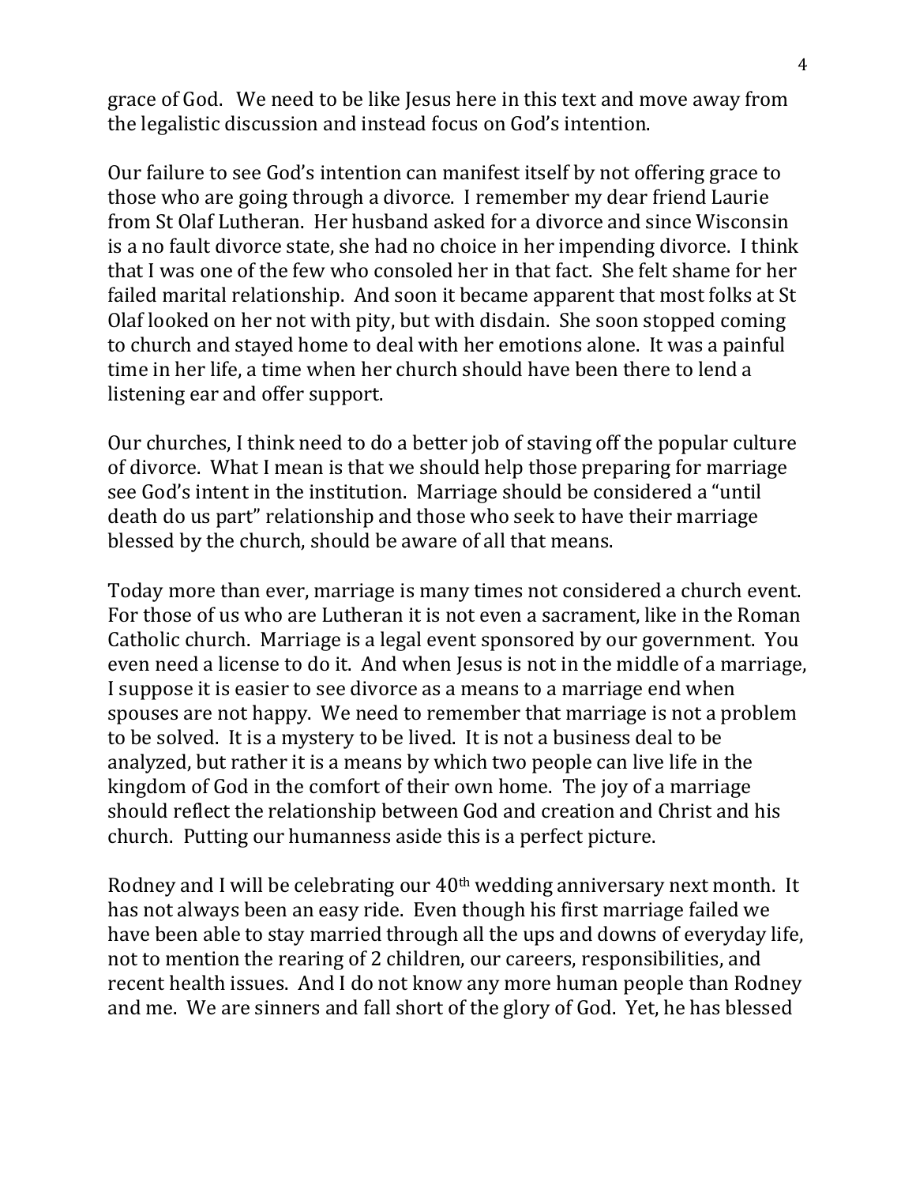grace of God. We need to be like Jesus here in this text and move away from the legalistic discussion and instead focus on God's intention.

Our failure to see God's intention can manifest itself by not offering grace to those who are going through a divorce. I remember my dear friend Laurie from St Olaf Lutheran. Her husband asked for a divorce and since Wisconsin is a no fault divorce state, she had no choice in her impending divorce. I think that I was one of the few who consoled her in that fact. She felt shame for her failed marital relationship. And soon it became apparent that most folks at St Olaf looked on her not with pity, but with disdain. She soon stopped coming to church and stayed home to deal with her emotions alone. It was a painful time in her life, a time when her church should have been there to lend a listening ear and offer support.

Our churches, I think need to do a better job of staving off the popular culture of divorce. What I mean is that we should help those preparing for marriage see God's intent in the institution. Marriage should be considered a "until death do us part" relationship and those who seek to have their marriage blessed by the church, should be aware of all that means.

Today more than ever, marriage is many times not considered a church event. For those of us who are Lutheran it is not even a sacrament, like in the Roman Catholic church. Marriage is a legal event sponsored by our government. You even need a license to do it. And when Jesus is not in the middle of a marriage, I suppose it is easier to see divorce as a means to a marriage end when spouses are not happy. We need to remember that marriage is not a problem to be solved. It is a mystery to be lived. It is not a business deal to be analyzed, but rather it is a means by which two people can live life in the kingdom of God in the comfort of their own home. The joy of a marriage should reflect the relationship between God and creation and Christ and his church. Putting our humanness aside this is a perfect picture.

Rodney and I will be celebrating our 40th wedding anniversary next month. It has not always been an easy ride. Even though his first marriage failed we have been able to stay married through all the ups and downs of everyday life, not to mention the rearing of 2 children, our careers, responsibilities, and recent health issues. And I do not know any more human people than Rodney and me. We are sinners and fall short of the glory of God. Yet, he has blessed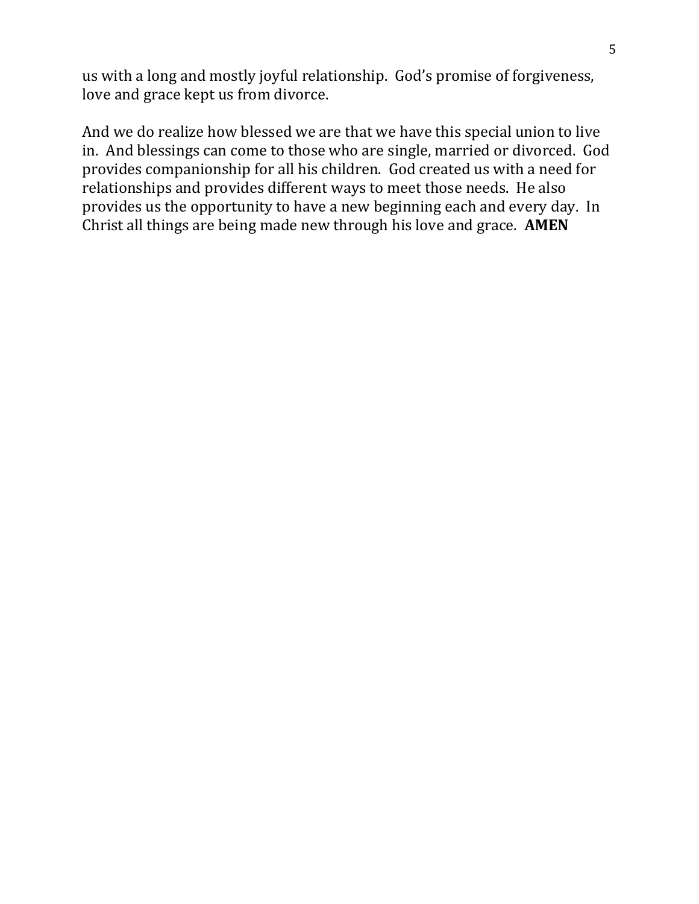us with a long and mostly joyful relationship. God's promise of forgiveness, love and grace kept us from divorce.

And we do realize how blessed we are that we have this special union to live in. And blessings can come to those who are single, married or divorced. God provides companionship for all his children. God created us with a need for relationships and provides different ways to meet those needs. He also provides us the opportunity to have a new beginning each and every day. In Christ all things are being made new through his love and grace. **AMEN**